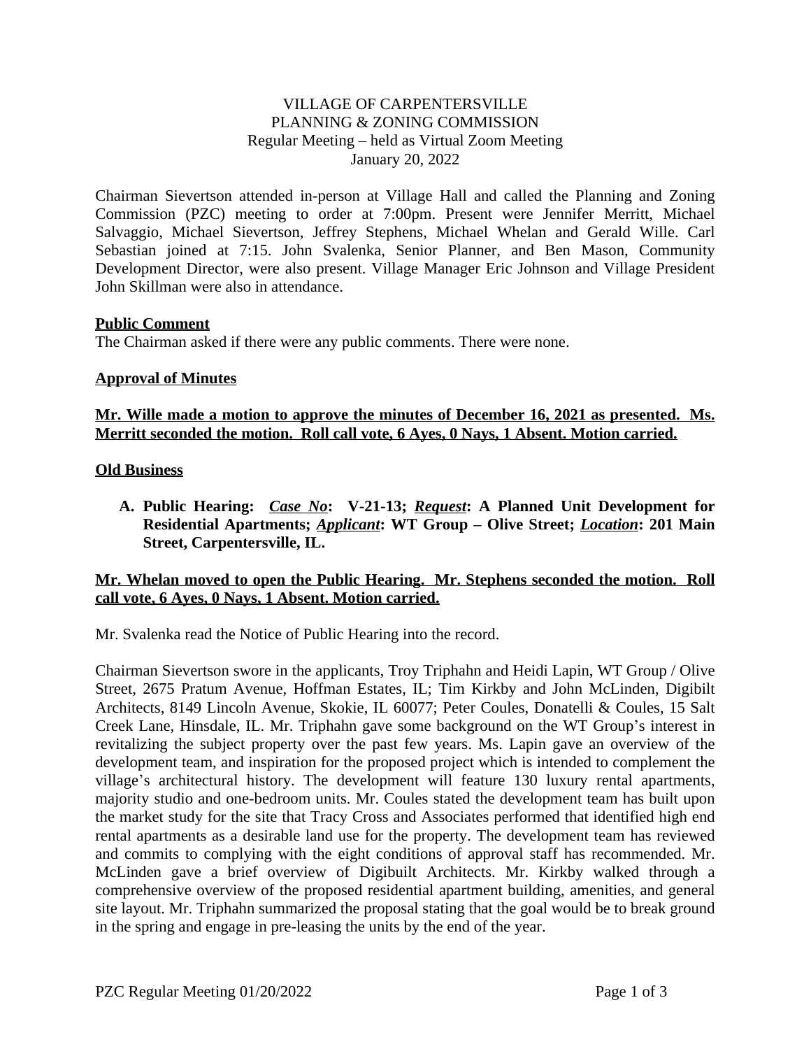VILLAGE OF CARPENTERSVILLE
PLANNING & ZONING COMMISSION
Regular Meeting – held as Virtual Zoom Meeting
January 20, 2022

Chairman Sievertson attended in-person at Village Hall and called the Planning and Zoning Commission (PZC) meeting to order at 7:00pm. Present were Jennifer Merritt, Michael Salvaggio, Michael Sievertson, Jeffrey Stephens, Michael Whelan and Gerald Wille. Carl Sebastian joined at 7:15. John Svalenka, Senior Planner, and Ben Mason, Community Development Director, were also present. Village Manager Eric Johnson and Village President John Skillman were also in attendance.

**Public Comment**

The Chairman asked if there were any public comments. There were none.

**Approval of Minutes**

**Mr. Wille made a motion to approve the minutes of December 16, 2021 as presented. Ms. Merritt seconded the motion. Roll call vote, 6 Ayes, 0 Nays, 1 Absent. Motion carried.**

**Old Business**

**A. Public Hearing: *Case No*: V-21-13; *Request*: A Planned Unit Development for Residential Apartments; *Applicant*: WT Group – Olive Street; *Location*: 201 Main Street, Carpentersville, IL.**

**Mr. Whelan moved to open the Public Hearing. Mr. Stephens seconded the motion. Roll call vote, 6 Ayes, 0 Nays, 1 Absent. Motion carried.**

Mr. Svalenka read the Notice of Public Hearing into the record.

Chairman Sievertson swore in the applicants, Troy Triphahn and Heidi Lapin, WT Group / Olive Street, 2675 Pratum Avenue, Hoffman Estates, IL; Tim Kirkby and John McLinden, Digibilt Architects, 8149 Lincoln Avenue, Skokie, IL 60077; Peter Coules, Donatelli & Coules, 15 Salt Creek Lane, Hinsdale, IL. Mr. Triphahn gave some background on the WT Group's interest in revitalizing the subject property over the past few years. Ms. Lapin gave an overview of the development team, and inspiration for the proposed project which is intended to complement the village's architectural history. The development will feature 130 luxury rental apartments, majority studio and one-bedroom units. Mr. Coules stated the development team has built upon the market study for the site that Tracy Cross and Associates performed that identified high end rental apartments as a desirable land use for the property. The development team has reviewed and commits to complying with the eight conditions of approval staff has recommended. Mr. McLinden gave a brief overview of Digibuilt Architects. Mr. Kirkby walked through a comprehensive overview of the proposed residential apartment building, amenities, and general site layout. Mr. Triphahn summarized the proposal stating that the goal would be to break ground in the spring and engage in pre-leasing the units by the end of the year.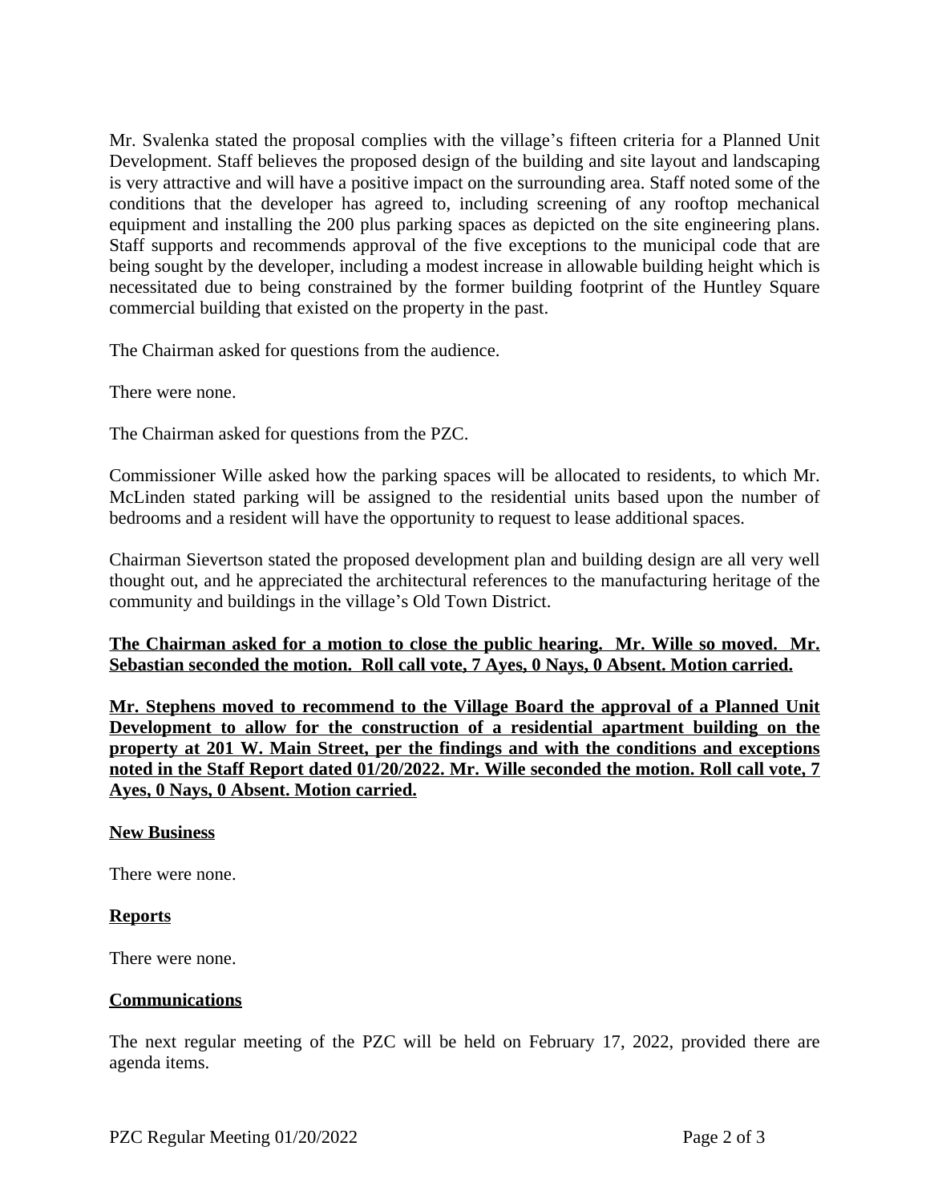Mr. Svalenka stated the proposal complies with the village's fifteen criteria for a Planned Unit Development. Staff believes the proposed design of the building and site layout and landscaping is very attractive and will have a positive impact on the surrounding area. Staff noted some of the conditions that the developer has agreed to, including screening of any rooftop mechanical equipment and installing the 200 plus parking spaces as depicted on the site engineering plans. Staff supports and recommends approval of the five exceptions to the municipal code that are being sought by the developer, including a modest increase in allowable building height which is necessitated due to being constrained by the former building footprint of the Huntley Square commercial building that existed on the property in the past.

The Chairman asked for questions from the audience.

There were none.

The Chairman asked for questions from the PZC.

Commissioner Wille asked how the parking spaces will be allocated to residents, to which Mr. McLinden stated parking will be assigned to the residential units based upon the number of bedrooms and a resident will have the opportunity to request to lease additional spaces.

Chairman Sievertson stated the proposed development plan and building design are all very well thought out, and he appreciated the architectural references to the manufacturing heritage of the community and buildings in the village's Old Town District.

**The Chairman asked for a motion to close the public hearing. Mr. Wille so moved. Mr. Sebastian seconded the motion. Roll call vote, 7 Ayes, 0 Nays, 0 Absent. Motion carried.**

**Mr. Stephens moved to recommend to the Village Board the approval of a Planned Unit Development to allow for the construction of a residential apartment building on the property at 201 W. Main Street, per the findings and with the conditions and exceptions noted in the Staff Report dated 01/20/2022. Mr. Wille seconded the motion. Roll call vote, 7 Ayes, 0 Nays, 0 Absent. Motion carried.**

**New Business**

There were none.

**Reports**

There were none.

**Communications**

The next regular meeting of the PZC will be held on February 17, 2022, provided there are agenda items.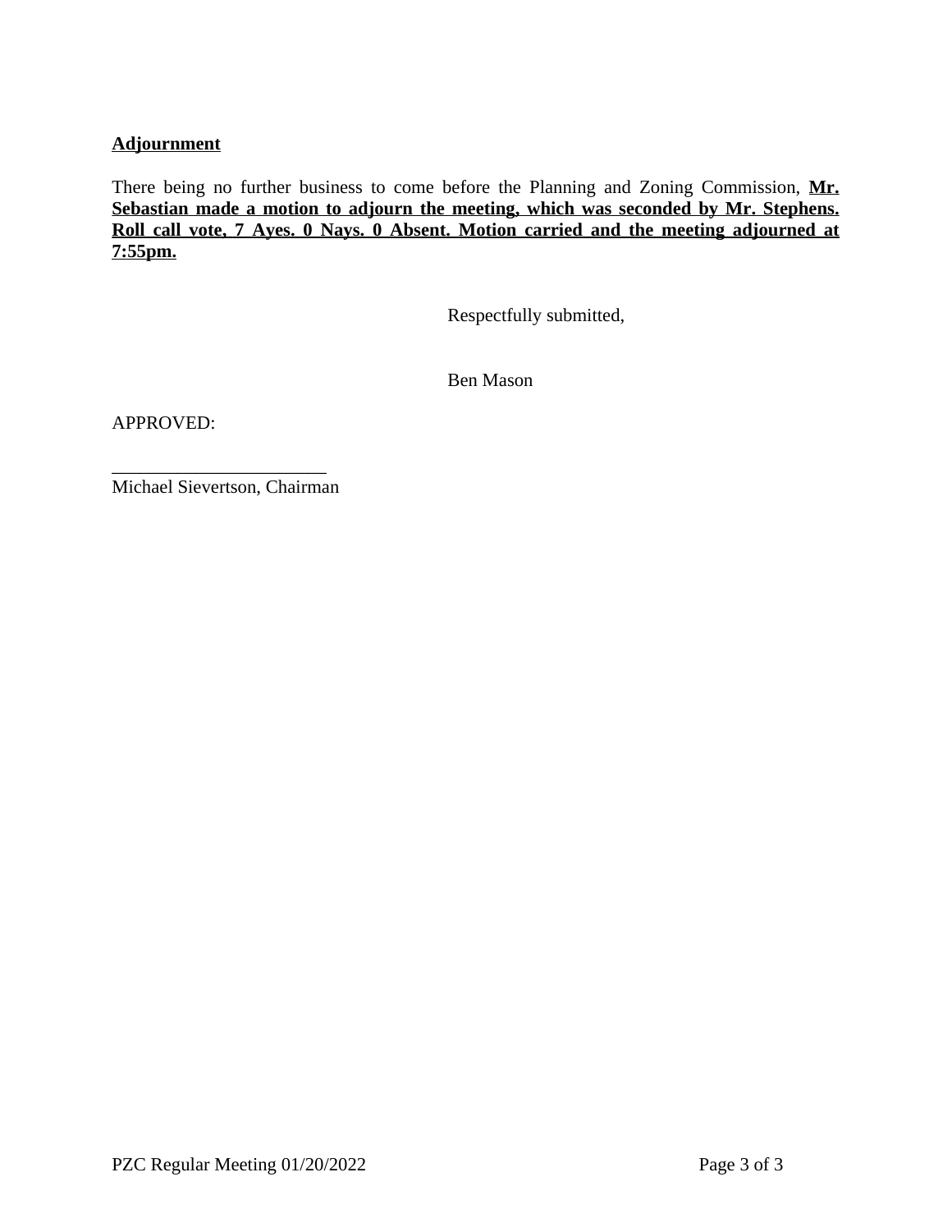**Adjournment**

There being no further business to come before the Planning and Zoning Commission, **Mr. Sebastian made a motion to adjourn the meeting, which was seconded by Mr. Stephens. Roll call vote, 7 Ayes. 0 Nays. 0 Absent. Motion carried and the meeting adjourned at 7:55pm.**

Respectfully submitted,

Ben Mason

APPROVED:

_______________________
Michael Sievertson, Chairman